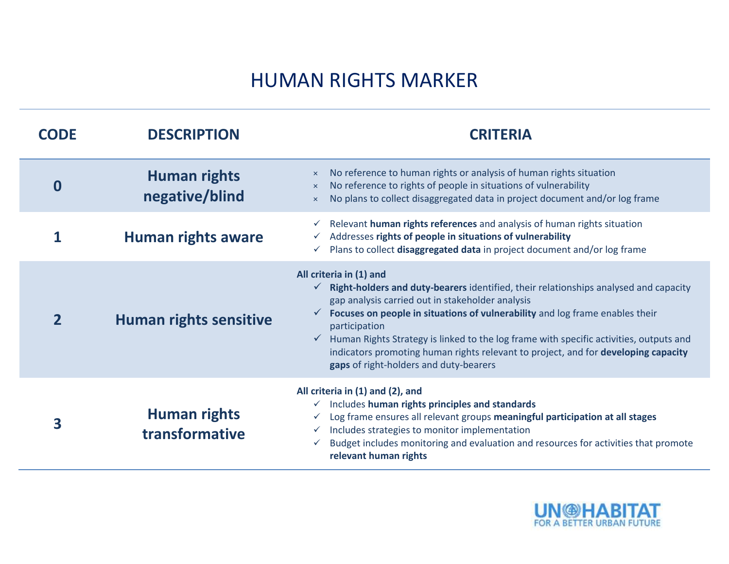# HUMAN RIGHTS MARKER

| CODE | DESCRIPTION | CRITERIA |
|---|---|---|
| **0** | **Human rights negative/blind** | × No reference to human rights or analysis of human rights situation<br>× No reference to rights of people in situations of vulnerability<br>× No plans to collect disaggregated data in project document and/or log frame |
| **1** | **Human rights aware** | ✓ Relevant **human rights references** and analysis of human rights situation<br>✓ Addresses **rights of people in situations of vulnerability**<br>✓ Plans to collect **disaggregated data** in project document and/or log frame |
| **2** | **Human rights sensitive** | **All criteria in (1) and**<br>✓ **Right-holders and duty-bearers** identified, their relationships analysed and capacity gap analysis carried out in stakeholder analysis<br>✓ **Focuses on people in situations of vulnerability** and log frame enables their participation<br>✓ Human Rights Strategy is linked to the log frame with specific activities, outputs and indicators promoting human rights relevant to project, and for **developing capacity gaps** of right-holders and duty-bearers |
| **3** | **Human rights transformative** | **All criteria in (1) and (2), and**<br>✓ Includes **human rights principles and standards**<br>✓ Log frame ensures all relevant groups **meaningful participation at all stages**<br>✓ Includes strategies to monitor implementation<br>✓ Budget includes monitoring and evaluation and resources for activities that promote **relevant human rights** |

UN-HABITAT
FOR A BETTER URBAN FUTURE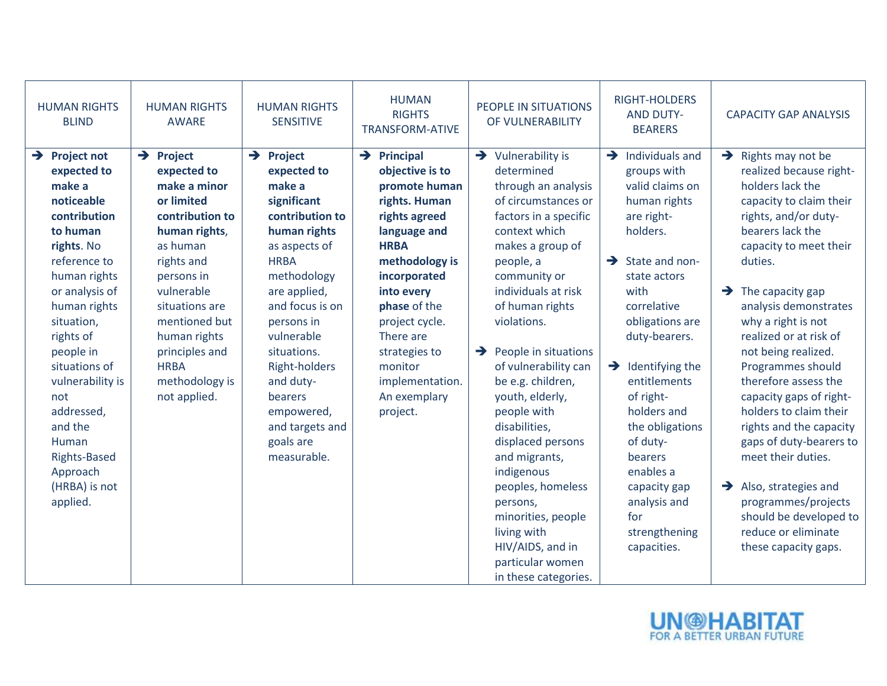| HUMAN RIGHTS BLIND | HUMAN RIGHTS AWARE | HUMAN RIGHTS SENSITIVE | HUMAN RIGHTS TRANSFORM-ATIVE | PEOPLE IN SITUATIONS OF VULNERABILITY | RIGHT-HOLDERS AND DUTY-BEARERS | CAPACITY GAP ANALYSIS |
|---|---|---|---|---|---|---|
| ➔ **Project not expected to make a noticeable contribution to human rights**. No reference to human rights or analysis of human rights situation, rights of people in situations of vulnerability is not addressed, and the Human Rights-Based Approach (HRBA) is not applied. | ➔ **Project expected to make a minor or limited contribution to human rights**, as human rights and persons in vulnerable situations are mentioned but human rights principles and HRBA methodology is not applied. | ➔ **Project expected to make a significant contribution to human rights** as aspects of HRBA methodology are applied, and focus is on persons in vulnerable situations. Right-holders and duty-bearers empowered, and targets and goals are measurable. | ➔ **Principal objective is to promote human rights. Human rights agreed language and HRBA methodology is incorporated into every phase** of the project cycle. There are strategies to monitor implementation. An exemplary project. | ➔ Vulnerability is determined through an analysis of circumstances or factors in a specific context which makes a group of people, a community or individuals at risk of human rights violations.<br><br>➔ People in situations of vulnerability can be e.g. children, youth, elderly, people with disabilities, displaced persons and migrants, indigenous peoples, homeless persons, minorities, people living with HIV/AIDS, and in particular women in these categories. | ➔ Individuals and groups with valid claims on human rights are right-holders.<br><br>➔ State and non-state actors with correlative obligations are duty-bearers.<br><br>➔ Identifying the entitlements of right-holders and the obligations of duty-bearers enables a capacity gap analysis and for strengthening capacities. | ➔ Rights may not be realized because right-holders lack the capacity to claim their rights, and/or duty-bearers lack the capacity to meet their duties.<br><br>➔ The capacity gap analysis demonstrates why a right is not realized or at risk of not being realized. Programmes should therefore assess the capacity gaps of right-holders to claim their rights and the capacity gaps of duty-bearers to meet their duties.<br><br>➔ Also, strategies and programmes/projects should be developed to reduce or eliminate these capacity gaps. |

UN-HABITAT
FOR A BETTER URBAN FUTURE